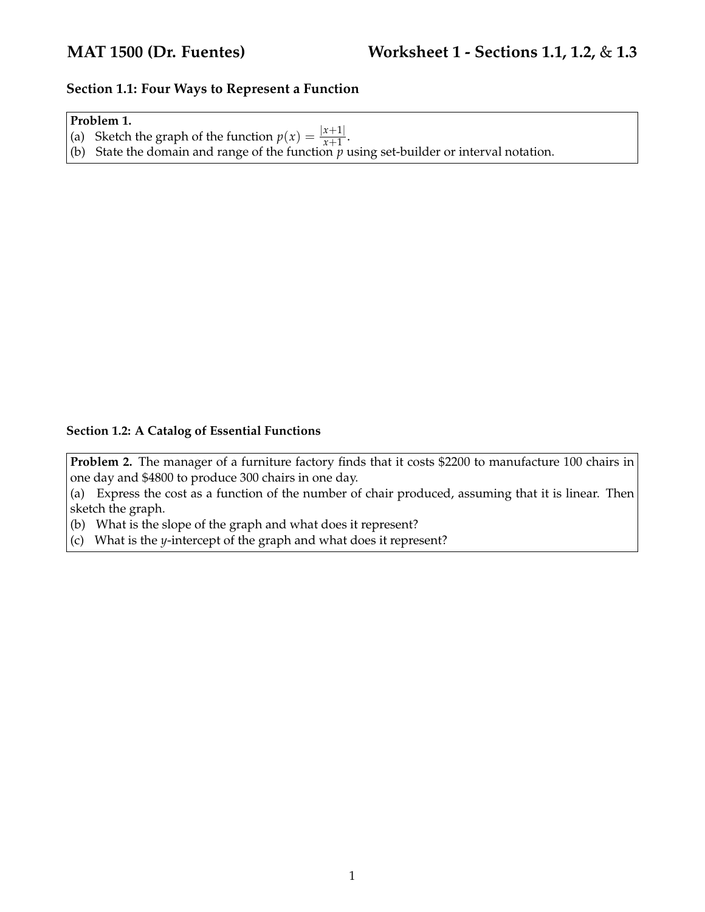# MAT 1500 (Dr. Fuentes) Worksheet 1 - Sections 1.1, 1.2, & 1.3

### Section 1.1: Four Ways to Represent a Function

**Problem 1.**
(a) Sketch the graph of the function $p(x) = \frac{|x+1|}{x+1}$.
(b) State the domain and range of the function $p$ using set-builder or interval notation.

### Section 1.2: A Catalog of Essential Functions

**Problem 2.** The manager of a furniture factory finds that it costs $2200 to manufacture 100 chairs in one day and $4800 to produce 300 chairs in one day.
(a) Express the cost as a function of the number of chair produced, assuming that it is linear. Then sketch the graph.
(b) What is the slope of the graph and what does it represent?
(c) What is the $y$-intercept of the graph and what does it represent?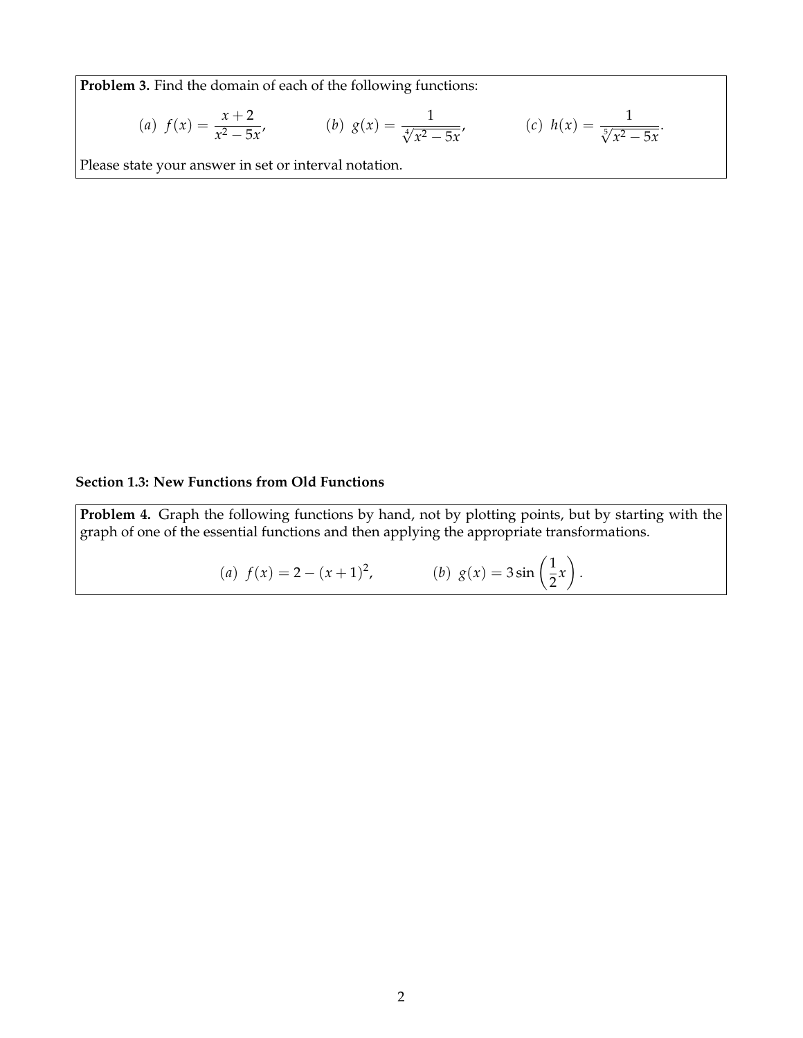**Problem 3.** Find the domain of each of the following functions:

$$(a)\ f(x) = \frac{x+2}{x^2 - 5x}, \qquad (b)\ g(x) = \frac{1}{\sqrt[4]{x^2 - 5x}}, \qquad (c)\ h(x) = \frac{1}{\sqrt[5]{x^2 - 5x}}.$$

Please state your answer in set or interval notation.

### Section 1.3: New Functions from Old Functions

**Problem 4.** Graph the following functions by hand, not by plotting points, but by starting with the graph of one of the essential functions and then applying the appropriate transformations.

$$(a)\ f(x) = 2 - (x+1)^2, \qquad (b)\ g(x) = 3\sin\left(\frac{1}{2}x\right).$$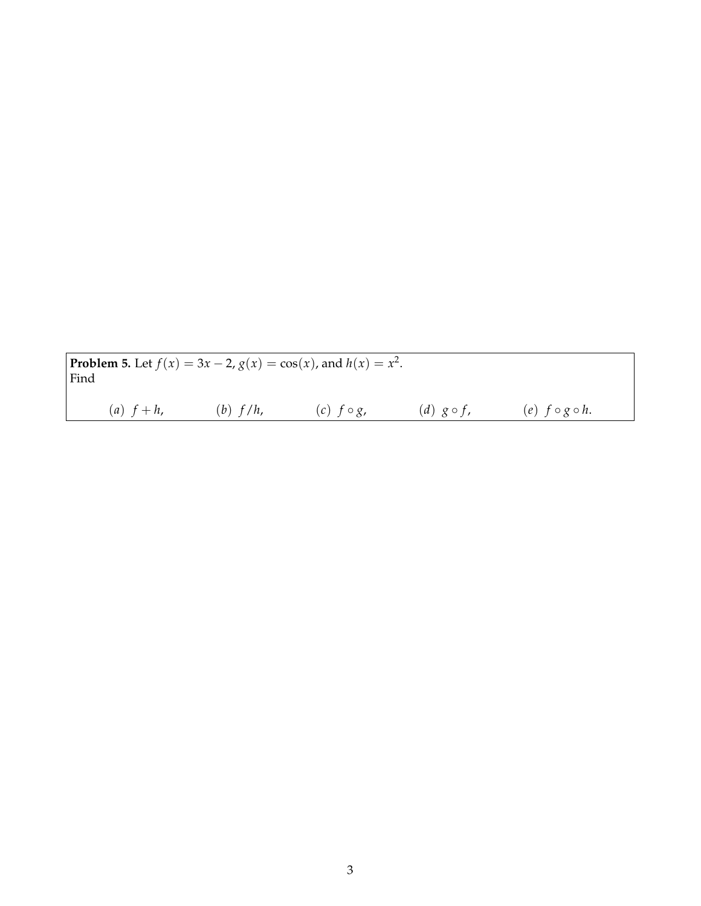**Problem 5.** Let $f(x) = 3x - 2$, $g(x) = \cos(x)$, and $h(x) = x^2$.
Find

$(a)$ $f + h$, $(b)$ $f/h$, $(c)$ $f \circ g$, $(d)$ $g \circ f$, $(e)$ $f \circ g \circ h$.